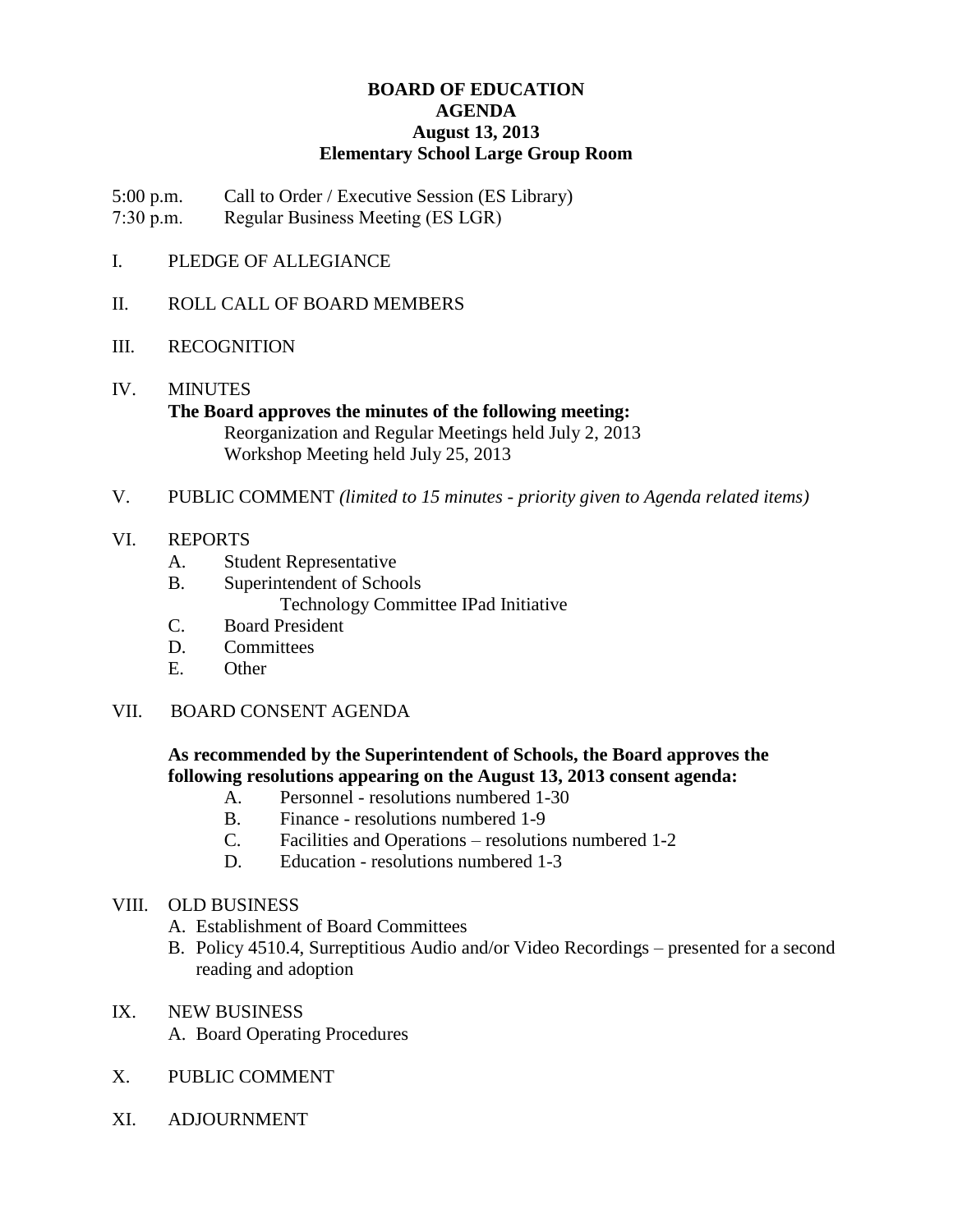# BOARD OF EDUCATION
## AGENDA
### August 13, 2013
### Elementary School Large Group Room

5:00 p.m. Call to Order / Executive Session (ES Library)
7:30 p.m. Regular Business Meeting (ES LGR)

I. PLEDGE OF ALLEGIANCE

II. ROLL CALL OF BOARD MEMBERS

III. RECOGNITION

IV. MINUTES

**The Board approves the minutes of the following meeting:**

Reorganization and Regular Meetings held July 2, 2013
Workshop Meeting held July 25, 2013

V. PUBLIC COMMENT *(limited to 15 minutes - priority given to Agenda related items)*

VI. REPORTS

- A. Student Representative
- B. Superintendent of Schools
  - Technology Committee IPad Initiative
- C. Board President
- D. Committees
- E. Other

VII. BOARD CONSENT AGENDA

**As recommended by the Superintendent of Schools, the Board approves the following resolutions appearing on the August 13, 2013 consent agenda:**

- A. Personnel - resolutions numbered 1-30
- B. Finance - resolutions numbered 1-9
- C. Facilities and Operations – resolutions numbered 1-2
- D. Education - resolutions numbered 1-3

VIII. OLD BUSINESS

- A. Establishment of Board Committees
- B. Policy 4510.4, Surreptitious Audio and/or Video Recordings – presented for a second reading and adoption

IX. NEW BUSINESS

- A. Board Operating Procedures

X. PUBLIC COMMENT

XI. ADJOURNMENT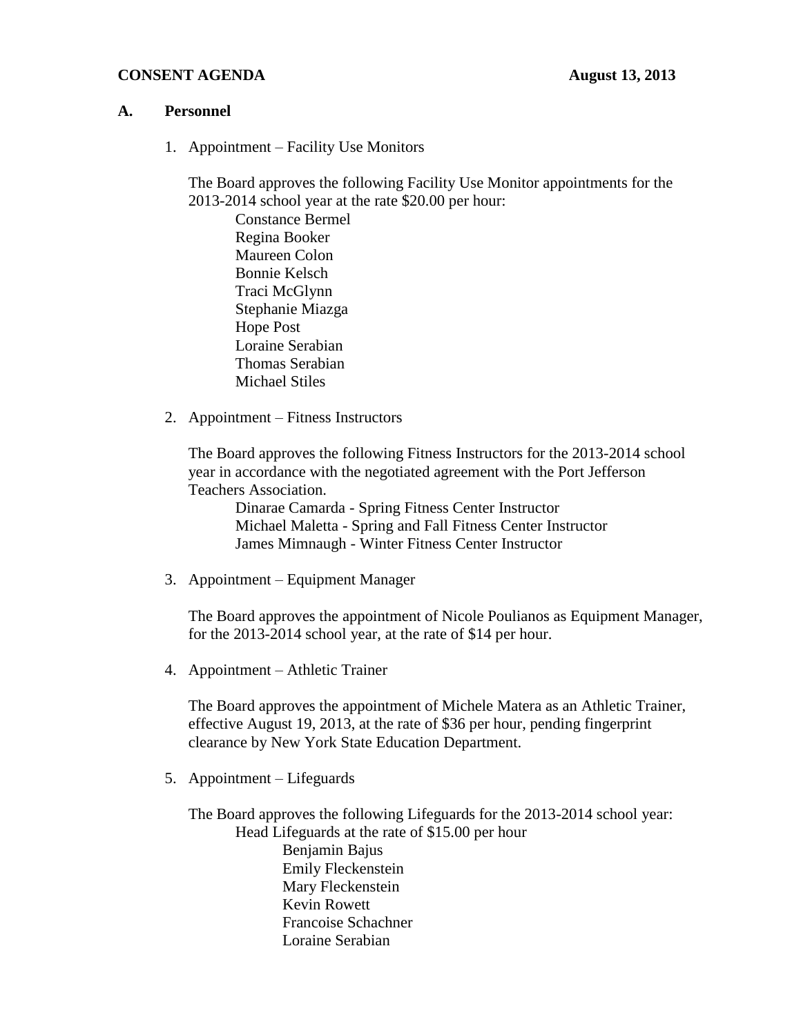**CONSENT AGENDA** **August 13, 2013**

**A. Personnel**

1. Appointment – Facility Use Monitors

   The Board approves the following Facility Use Monitor appointments for the 2013-2014 school year at the rate $20.00 per hour:

   Constance Bermel
   Regina Booker
   Maureen Colon
   Bonnie Kelsch
   Traci McGlynn
   Stephanie Miazga
   Hope Post
   Loraine Serabian
   Thomas Serabian
   Michael Stiles

2. Appointment – Fitness Instructors

   The Board approves the following Fitness Instructors for the 2013-2014 school year in accordance with the negotiated agreement with the Port Jefferson Teachers Association.

   Dinarae Camarda - Spring Fitness Center Instructor
   Michael Maletta - Spring and Fall Fitness Center Instructor
   James Mimnaugh - Winter Fitness Center Instructor

3. Appointment – Equipment Manager

   The Board approves the appointment of Nicole Poulianos as Equipment Manager, for the 2013-2014 school year, at the rate of $14 per hour.

4. Appointment – Athletic Trainer

   The Board approves the appointment of Michele Matera as an Athletic Trainer, effective August 19, 2013, at the rate of $36 per hour, pending fingerprint clearance by New York State Education Department.

5. Appointment – Lifeguards

   The Board approves the following Lifeguards for the 2013-2014 school year:

   Head Lifeguards at the rate of $15.00 per hour

   Benjamin Bajus
   Emily Fleckenstein
   Mary Fleckenstein
   Kevin Rowett
   Francoise Schachner
   Loraine Serabian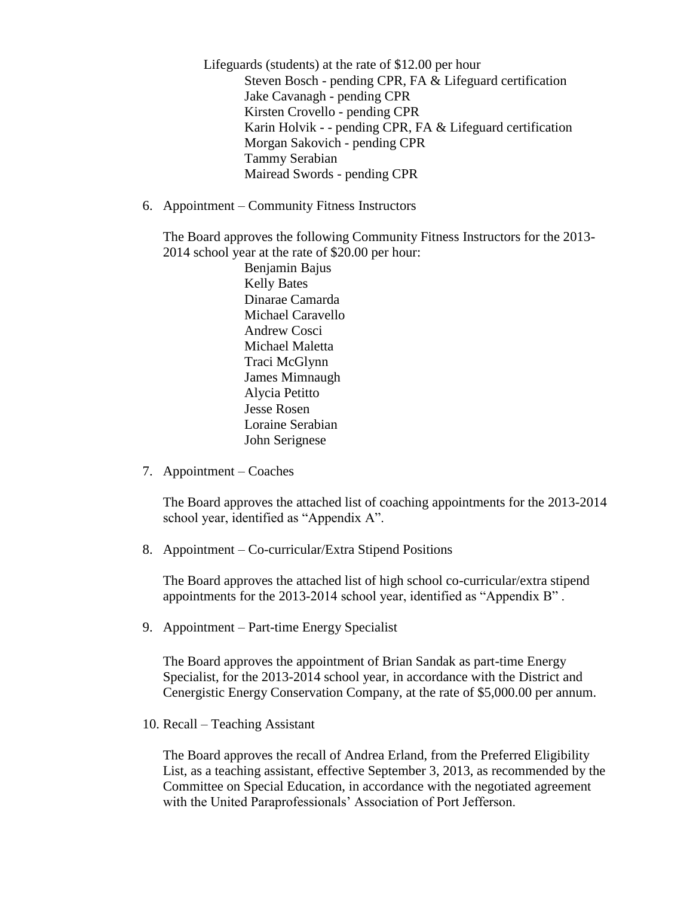Lifeguards (students) at the rate of $12.00 per hour

- Steven Bosch - pending CPR, FA & Lifeguard certification
- Jake Cavanagh - pending CPR
- Kirsten Crovello - pending CPR
- Karin Holvik - - pending CPR, FA & Lifeguard certification
- Morgan Sakovich - pending CPR
- Tammy Serabian
- Mairead Swords - pending CPR

6. Appointment – Community Fitness Instructors

   The Board approves the following Community Fitness Instructors for the 2013-2014 school year at the rate of $20.00 per hour:

   - Benjamin Bajus
   - Kelly Bates
   - Dinarae Camarda
   - Michael Caravello
   - Andrew Cosci
   - Michael Maletta
   - Traci McGlynn
   - James Mimnaugh
   - Alycia Petitto
   - Jesse Rosen
   - Loraine Serabian
   - John Serignese

7. Appointment – Coaches

   The Board approves the attached list of coaching appointments for the 2013-2014 school year, identified as "Appendix A".

8. Appointment – Co-curricular/Extra Stipend Positions

   The Board approves the attached list of high school co-curricular/extra stipend appointments for the 2013-2014 school year, identified as "Appendix B" .

9. Appointment – Part-time Energy Specialist

   The Board approves the appointment of Brian Sandak as part-time Energy Specialist, for the 2013-2014 school year, in accordance with the District and Cenergistic Energy Conservation Company, at the rate of $5,000.00 per annum.

10. Recall – Teaching Assistant

    The Board approves the recall of Andrea Erland, from the Preferred Eligibility List, as a teaching assistant, effective September 3, 2013, as recommended by the Committee on Special Education, in accordance with the negotiated agreement with the United Paraprofessionals' Association of Port Jefferson.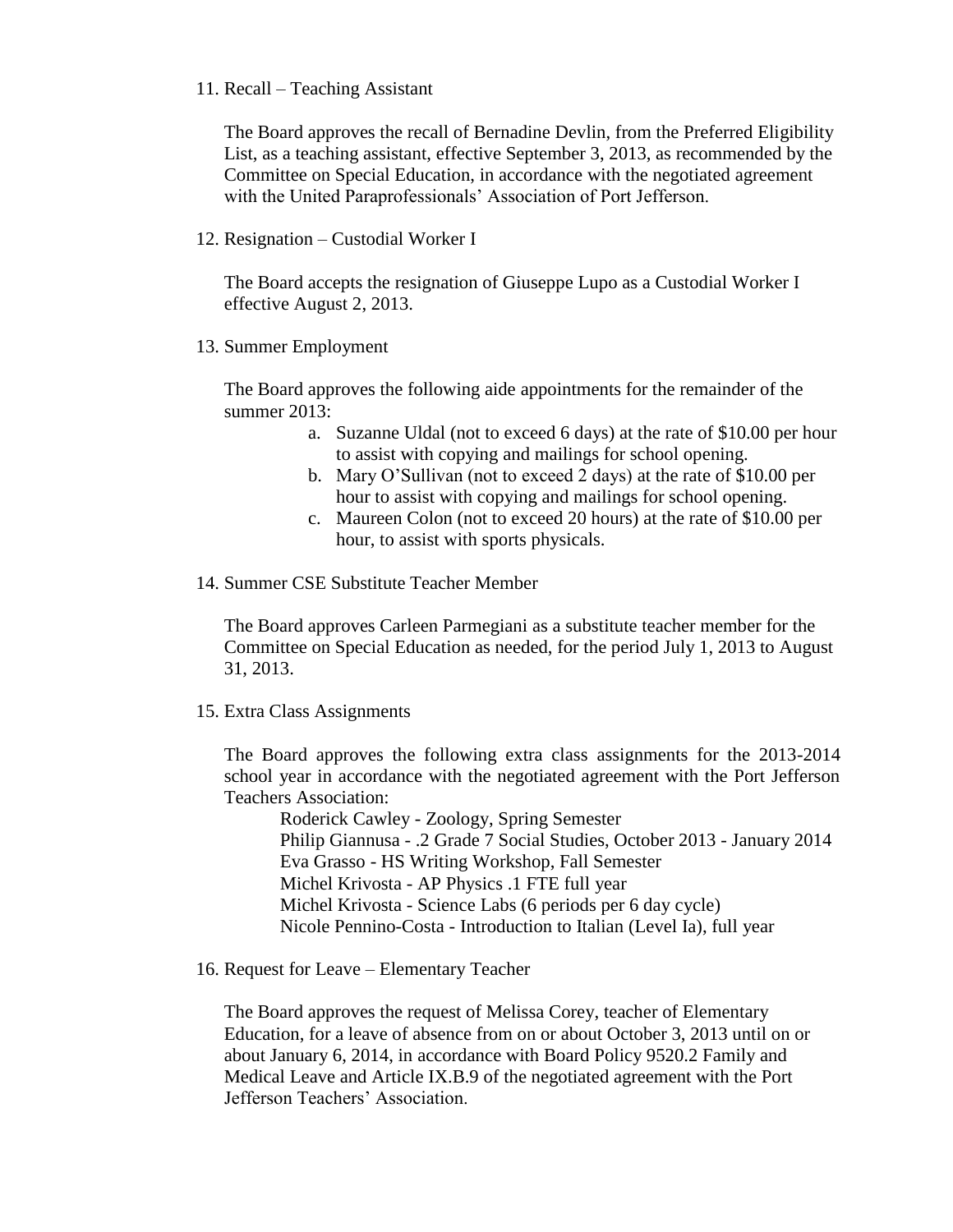11. Recall – Teaching Assistant

    The Board approves the recall of Bernadine Devlin, from the Preferred Eligibility List, as a teaching assistant, effective September 3, 2013, as recommended by the Committee on Special Education, in accordance with the negotiated agreement with the United Paraprofessionals' Association of Port Jefferson.

12. Resignation – Custodial Worker I

    The Board accepts the resignation of Giuseppe Lupo as a Custodial Worker I effective August 2, 2013.

13. Summer Employment

    The Board approves the following aide appointments for the remainder of the summer 2013:

    a. Suzanne Uldal (not to exceed 6 days) at the rate of $10.00 per hour to assist with copying and mailings for school opening.
    b. Mary O'Sullivan (not to exceed 2 days) at the rate of $10.00 per hour to assist with copying and mailings for school opening.
    c. Maureen Colon (not to exceed 20 hours) at the rate of $10.00 per hour, to assist with sports physicals.

14. Summer CSE Substitute Teacher Member

    The Board approves Carleen Parmegiani as a substitute teacher member for the Committee on Special Education as needed, for the period July 1, 2013 to August 31, 2013.

15. Extra Class Assignments

    The Board approves the following extra class assignments for the 2013-2014 school year in accordance with the negotiated agreement with the Port Jefferson Teachers Association:

    Roderick Cawley - Zoology, Spring Semester
    Philip Giannusa - .2 Grade 7 Social Studies, October 2013 - January 2014
    Eva Grasso - HS Writing Workshop, Fall Semester
    Michel Krivosta - AP Physics .1 FTE full year
    Michel Krivosta - Science Labs (6 periods per 6 day cycle)
    Nicole Pennino-Costa - Introduction to Italian (Level Ia), full year

16. Request for Leave – Elementary Teacher

    The Board approves the request of Melissa Corey, teacher of Elementary Education, for a leave of absence from on or about October 3, 2013 until on or about January 6, 2014, in accordance with Board Policy 9520.2 Family and Medical Leave and Article IX.B.9 of the negotiated agreement with the Port Jefferson Teachers' Association.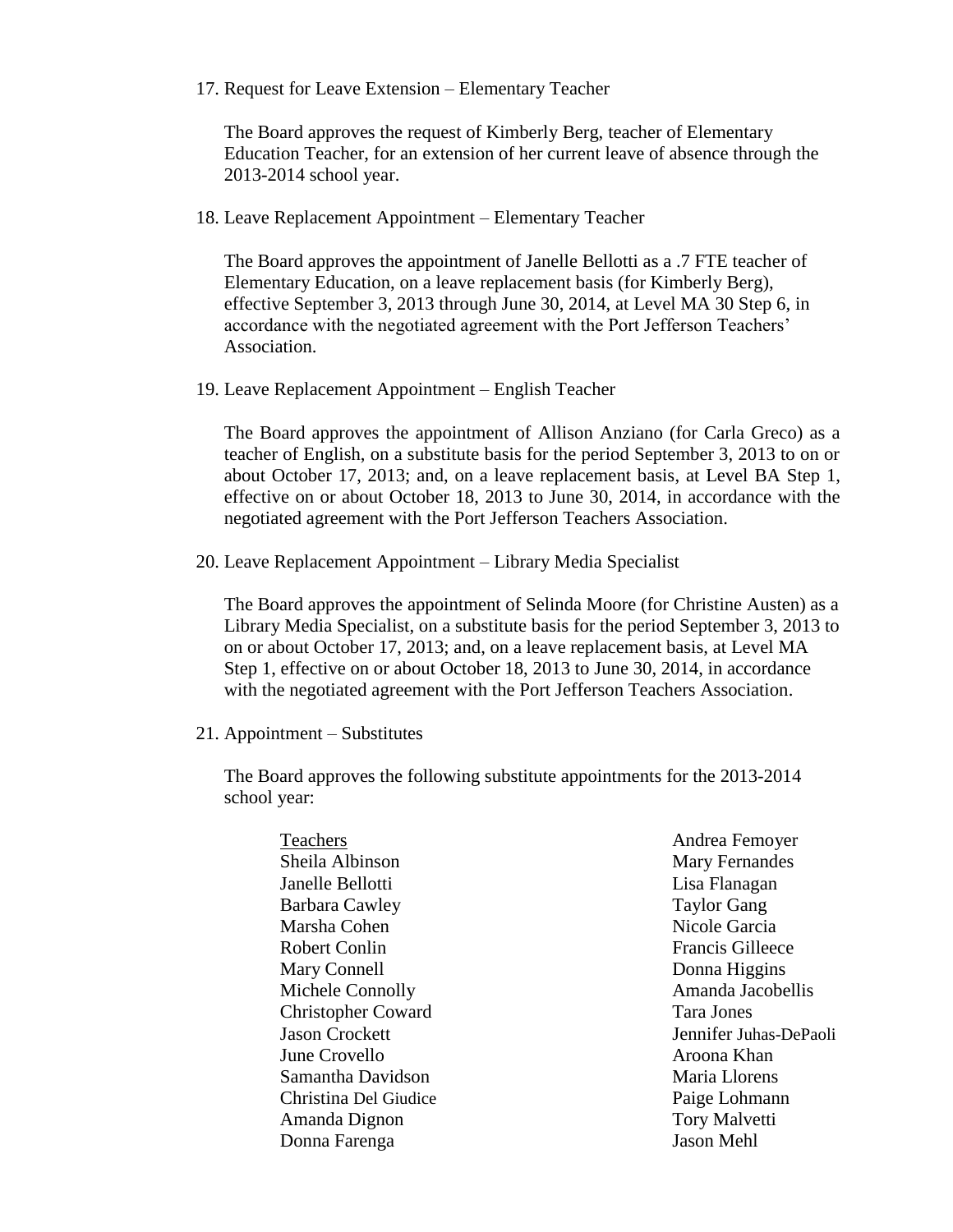17. Request for Leave Extension – Elementary Teacher

    The Board approves the request of Kimberly Berg, teacher of Elementary Education Teacher, for an extension of her current leave of absence through the 2013-2014 school year.

18. Leave Replacement Appointment – Elementary Teacher

    The Board approves the appointment of Janelle Bellotti as a .7 FTE teacher of Elementary Education, on a leave replacement basis (for Kimberly Berg), effective September 3, 2013 through June 30, 2014, at Level MA 30 Step 6, in accordance with the negotiated agreement with the Port Jefferson Teachers' Association.

19. Leave Replacement Appointment – English Teacher

    The Board approves the appointment of Allison Anziano (for Carla Greco) as a teacher of English, on a substitute basis for the period September 3, 2013 to on or about October 17, 2013; and, on a leave replacement basis, at Level BA Step 1, effective on or about October 18, 2013 to June 30, 2014, in accordance with the negotiated agreement with the Port Jefferson Teachers Association.

20. Leave Replacement Appointment – Library Media Specialist

    The Board approves the appointment of Selinda Moore (for Christine Austen) as a Library Media Specialist, on a substitute basis for the period September 3, 2013 to on or about October 17, 2013; and, on a leave replacement basis, at Level MA Step 1, effective on or about October 18, 2013 to June 30, 2014, in accordance with the negotiated agreement with the Port Jefferson Teachers Association.

21. Appointment – Substitutes

    The Board approves the following substitute appointments for the 2013-2014 school year:

    Teachers

    Sheila Albinson
    Janelle Bellotti
    Barbara Cawley
    Marsha Cohen
    Robert Conlin
    Mary Connell
    Michele Connolly
    Christopher Coward
    Jason Crockett
    June Crovello
    Samantha Davidson
    Christina Del Giudice
    Amanda Dignon
    Donna Farenga
    Andrea Femoyer
    Mary Fernandes
    Lisa Flanagan
    Taylor Gang
    Nicole Garcia
    Francis Gilleece
    Donna Higgins
    Amanda Jacobellis
    Tara Jones
    Jennifer Juhas-DePaoli
    Aroona Khan
    Maria Llorens
    Paige Lohmann
    Tory Malvetti
    Jason Mehl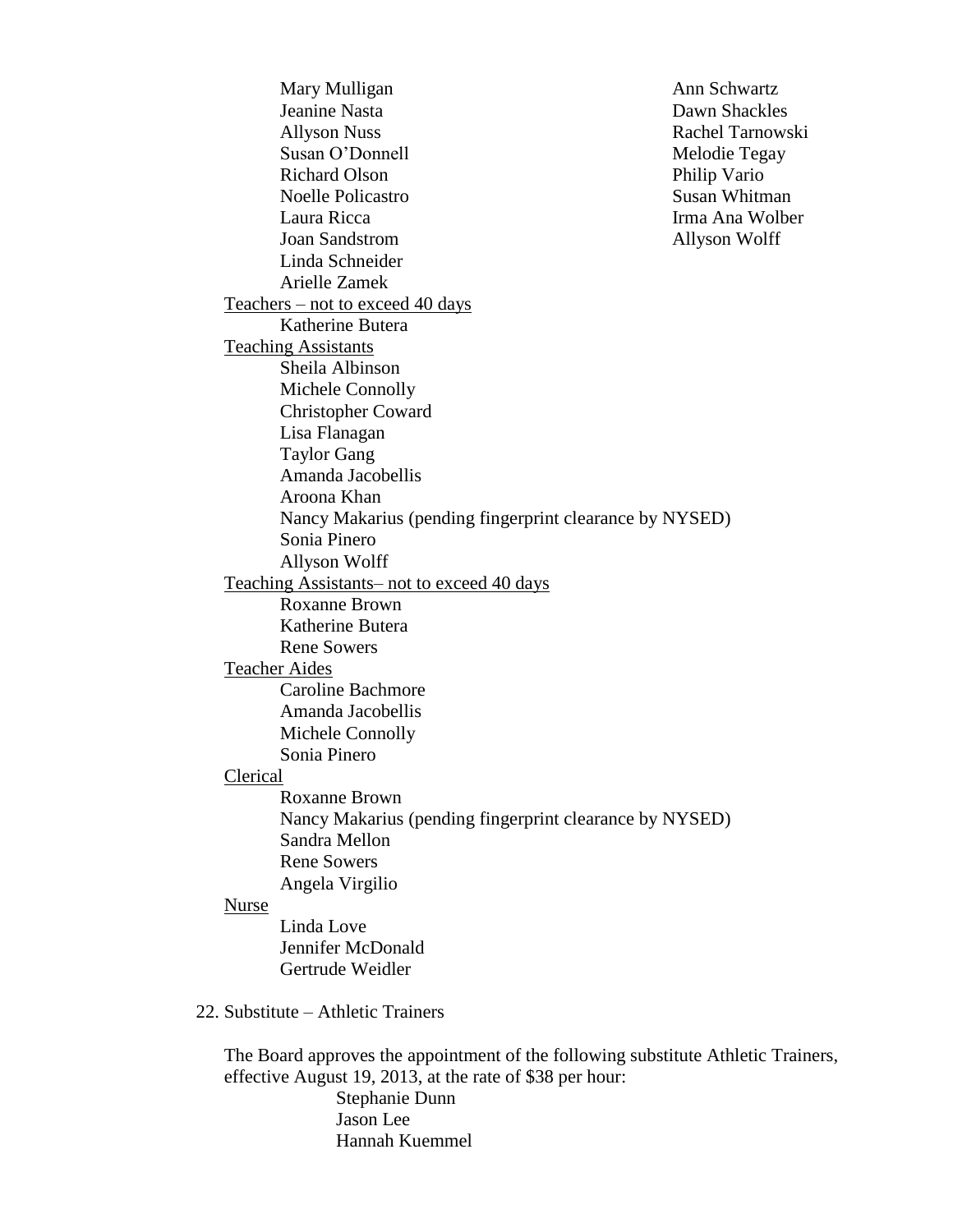Mary Mulligan
Jeanine Nasta
Allyson Nuss
Susan O'Donnell
Richard Olson
Noelle Policastro
Laura Ricca
Joan Sandstrom
Linda Schneider
Arielle Zamek
Ann Schwartz
Dawn Shackles
Rachel Tarnowski
Melodie Tegay
Philip Vario
Susan Whitman
Irma Ana Wolber
Allyson Wolff

Teachers – not to exceed 40 days

Katherine Butera

Teaching Assistants

Sheila Albinson
Michele Connolly
Christopher Coward
Lisa Flanagan
Taylor Gang
Amanda Jacobellis
Aroona Khan
Nancy Makarius (pending fingerprint clearance by NYSED)
Sonia Pinero
Allyson Wolff

Teaching Assistants– not to exceed 40 days

Roxanne Brown
Katherine Butera
Rene Sowers

Teacher Aides

Caroline Bachmore
Amanda Jacobellis
Michele Connolly
Sonia Pinero

Clerical

Roxanne Brown
Nancy Makarius (pending fingerprint clearance by NYSED)
Sandra Mellon
Rene Sowers
Angela Virgilio

Nurse

Linda Love
Jennifer McDonald
Gertrude Weidler

22. Substitute – Athletic Trainers

The Board approves the appointment of the following substitute Athletic Trainers, effective August 19, 2013, at the rate of $38 per hour:

Stephanie Dunn
Jason Lee
Hannah Kuemmel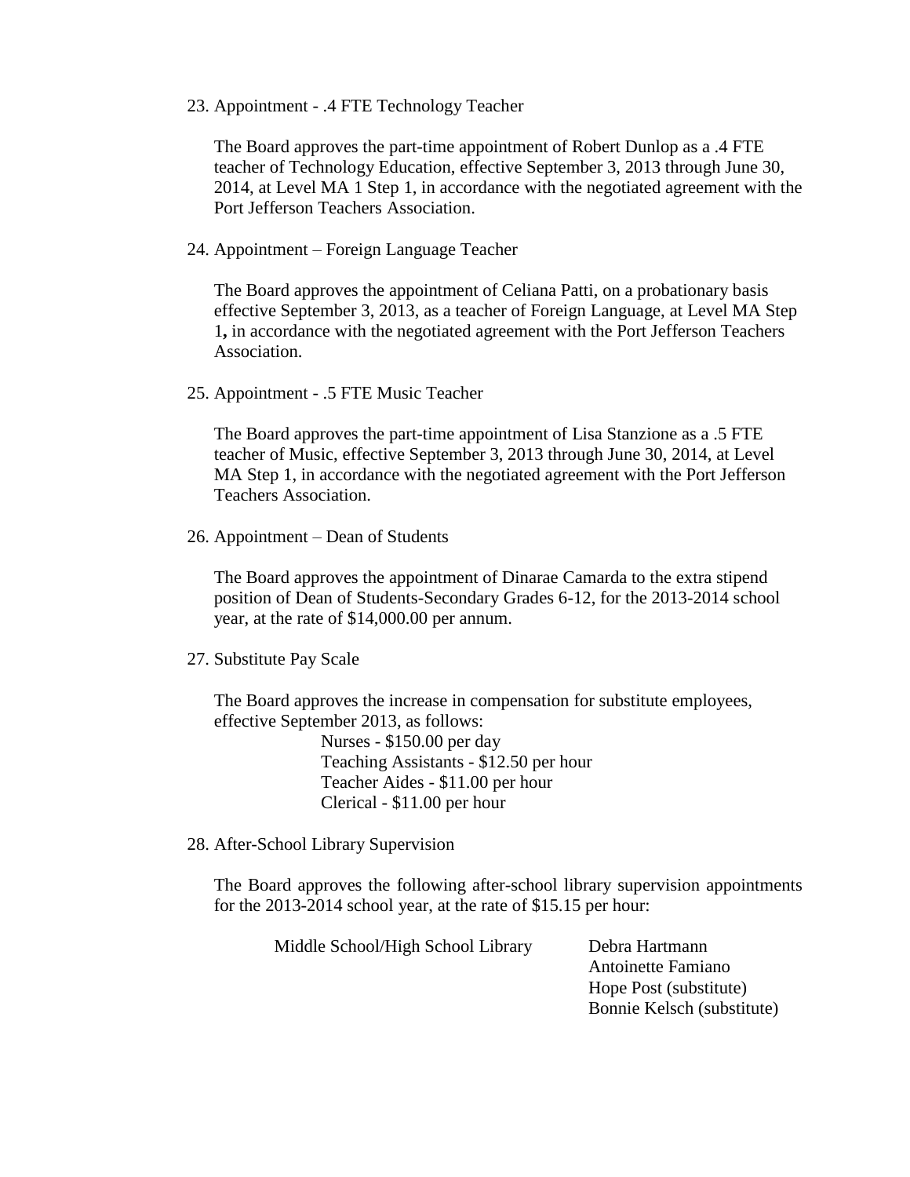23. Appointment - .4 FTE Technology Teacher

    The Board approves the part-time appointment of Robert Dunlop as a .4 FTE teacher of Technology Education, effective September 3, 2013 through June 30, 2014, at Level MA 1 Step 1, in accordance with the negotiated agreement with the Port Jefferson Teachers Association.

24. Appointment – Foreign Language Teacher

    The Board approves the appointment of Celiana Patti, on a probationary basis effective September 3, 2013, as a teacher of Foreign Language, at Level MA Step 1**,** in accordance with the negotiated agreement with the Port Jefferson Teachers Association.

25. Appointment - .5 FTE Music Teacher

    The Board approves the part-time appointment of Lisa Stanzione as a .5 FTE teacher of Music, effective September 3, 2013 through June 30, 2014, at Level MA Step 1, in accordance with the negotiated agreement with the Port Jefferson Teachers Association.

26. Appointment – Dean of Students

    The Board approves the appointment of Dinarae Camarda to the extra stipend position of Dean of Students-Secondary Grades 6-12, for the 2013-2014 school year, at the rate of $14,000.00 per annum.

27. Substitute Pay Scale

    The Board approves the increase in compensation for substitute employees, effective September 2013, as follows:

    Nurses - $150.00 per day
    Teaching Assistants - $12.50 per hour
    Teacher Aides - $11.00 per hour
    Clerical - $11.00 per hour

28. After-School Library Supervision

    The Board approves the following after-school library supervision appointments for the 2013-2014 school year, at the rate of $15.15 per hour:

| | |
|---|---|
| Middle School/High School Library | Debra Hartmann |
| | Antoinette Famiano |
| | Hope Post (substitute) |
| | Bonnie Kelsch (substitute) |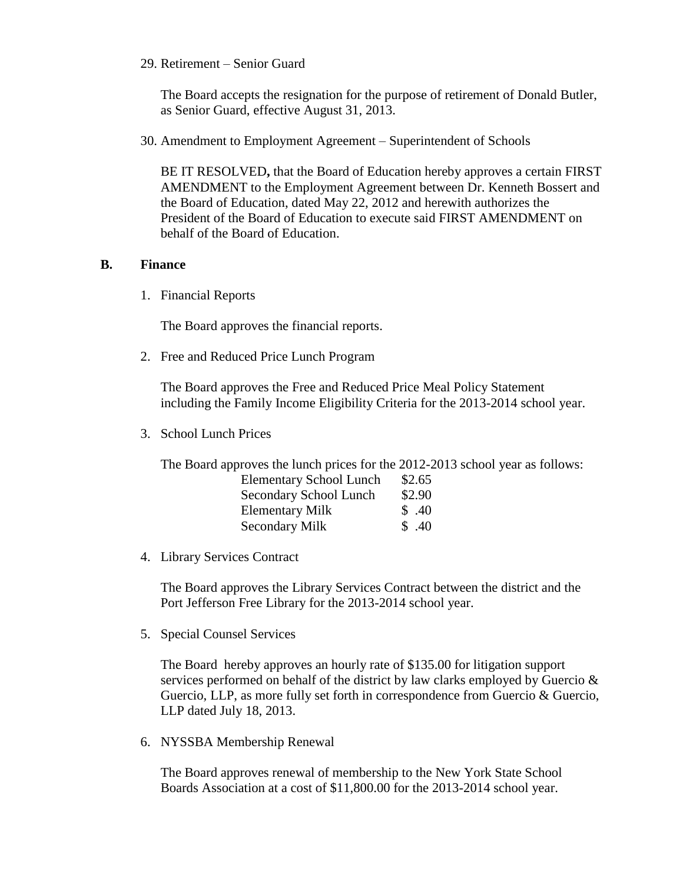29. Retirement – Senior Guard

    The Board accepts the resignation for the purpose of retirement of Donald Butler, as Senior Guard, effective August 31, 2013.

30. Amendment to Employment Agreement – Superintendent of Schools

    BE IT RESOLVED**,** that the Board of Education hereby approves a certain FIRST AMENDMENT to the Employment Agreement between Dr. Kenneth Bossert and the Board of Education, dated May 22, 2012 and herewith authorizes the President of the Board of Education to execute said FIRST AMENDMENT on behalf of the Board of Education.

## B. Finance

1. Financial Reports

   The Board approves the financial reports.

2. Free and Reduced Price Lunch Program

   The Board approves the Free and Reduced Price Meal Policy Statement including the Family Income Eligibility Criteria for the 2013-2014 school year.

3. School Lunch Prices

   The Board approves the lunch prices for the 2012-2013 school year as follows:

   | | |
   |---|---|
   | Elementary School Lunch | $2.65 |
   | Secondary School Lunch | $2.90 |
   | Elementary Milk | $ .40 |
   | Secondary Milk | $ .40 |

4. Library Services Contract

   The Board approves the Library Services Contract between the district and the Port Jefferson Free Library for the 2013-2014 school year.

5. Special Counsel Services

   The Board hereby approves an hourly rate of $135.00 for litigation support services performed on behalf of the district by law clarks employed by Guercio & Guercio, LLP, as more fully set forth in correspondence from Guercio & Guercio, LLP dated July 18, 2013.

6. NYSSBA Membership Renewal

   The Board approves renewal of membership to the New York State School Boards Association at a cost of $11,800.00 for the 2013-2014 school year.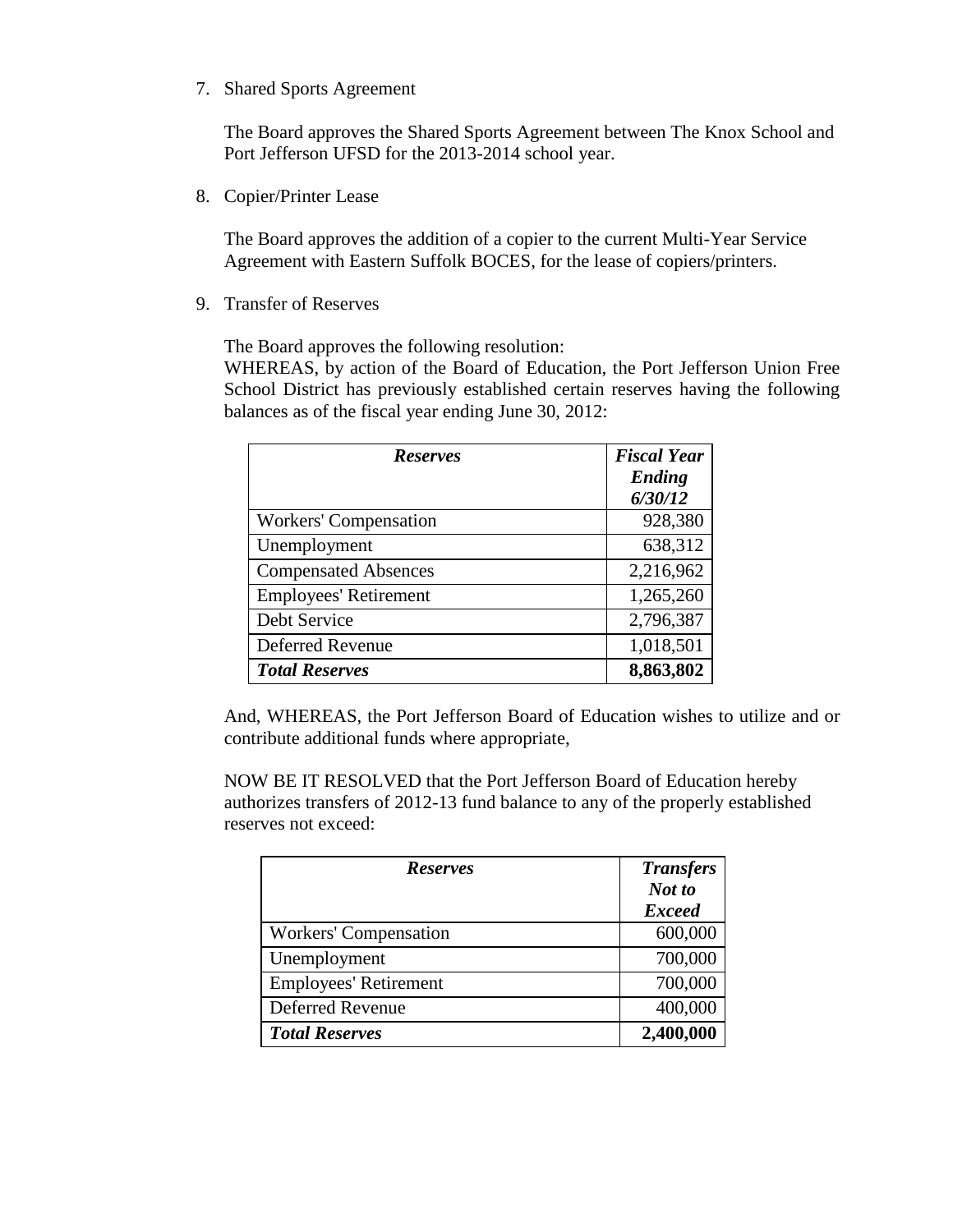7. Shared Sports Agreement

   The Board approves the Shared Sports Agreement between The Knox School and Port Jefferson UFSD for the 2013-2014 school year.

8. Copier/Printer Lease

   The Board approves the addition of a copier to the current Multi-Year Service Agreement with Eastern Suffolk BOCES, for the lease of copiers/printers.

9. Transfer of Reserves

   The Board approves the following resolution:
   WHEREAS, by action of the Board of Education, the Port Jefferson Union Free School District has previously established certain reserves having the following balances as of the fiscal year ending June 30, 2012:

| ***Reserves*** | ***Fiscal Year Ending 6/30/12*** |
|---|---|
| Workers' Compensation | 928,380 |
| Unemployment | 638,312 |
| Compensated Absences | 2,216,962 |
| Employees' Retirement | 1,265,260 |
| Debt Service | 2,796,387 |
| Deferred Revenue | 1,018,501 |
| ***Total Reserves*** | **8,863,802** |

   And, WHEREAS, the Port Jefferson Board of Education wishes to utilize and or contribute additional funds where appropriate,

   NOW BE IT RESOLVED that the Port Jefferson Board of Education hereby authorizes transfers of 2012-13 fund balance to any of the properly established reserves not exceed:

| ***Reserves*** | ***Transfers Not to Exceed*** |
|---|---|
| Workers' Compensation | 600,000 |
| Unemployment | 700,000 |
| Employees' Retirement | 700,000 |
| Deferred Revenue | 400,000 |
| ***Total Reserves*** | **2,400,000** |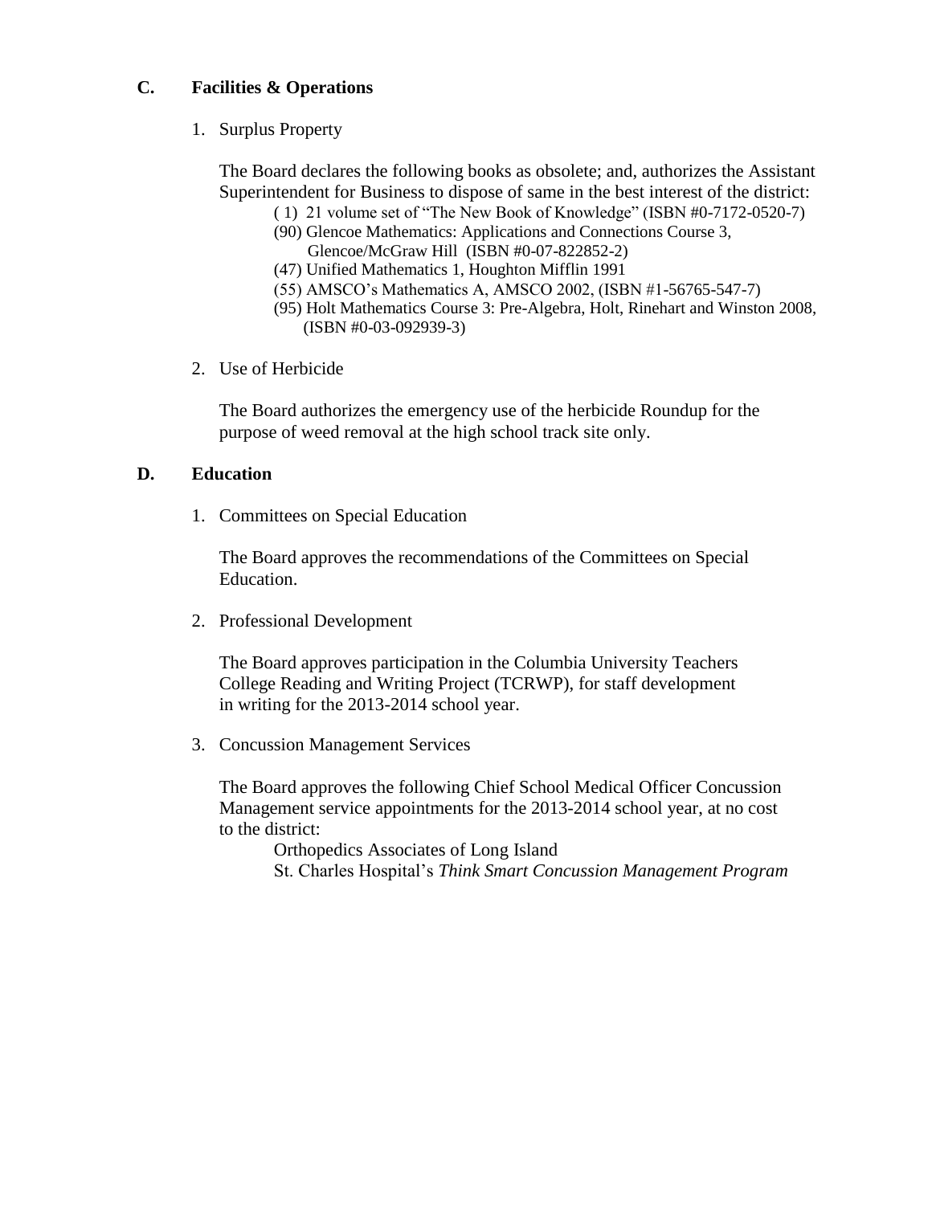## C. Facilities & Operations

1. Surplus Property

   The Board declares the following books as obsolete; and, authorizes the Assistant Superintendent for Business to dispose of same in the best interest of the district:

   - ( 1) 21 volume set of "The New Book of Knowledge" (ISBN #0-7172-0520-7)
   - (90) Glencoe Mathematics: Applications and Connections Course 3, Glencoe/McGraw Hill (ISBN #0-07-822852-2)
   - (47) Unified Mathematics 1, Houghton Mifflin 1991
   - (55) AMSCO's Mathematics A, AMSCO 2002, (ISBN #1-56765-547-7)
   - (95) Holt Mathematics Course 3: Pre-Algebra, Holt, Rinehart and Winston 2008, (ISBN #0-03-092939-3)

2. Use of Herbicide

   The Board authorizes the emergency use of the herbicide Roundup for the purpose of weed removal at the high school track site only.

## D. Education

1. Committees on Special Education

   The Board approves the recommendations of the Committees on Special Education.

2. Professional Development

   The Board approves participation in the Columbia University Teachers College Reading and Writing Project (TCRWP), for staff development in writing for the 2013-2014 school year.

3. Concussion Management Services

   The Board approves the following Chief School Medical Officer Concussion Management service appointments for the 2013-2014 school year, at no cost to the district:

   Orthopedics Associates of Long Island
   St. Charles Hospital's *Think Smart Concussion Management Program*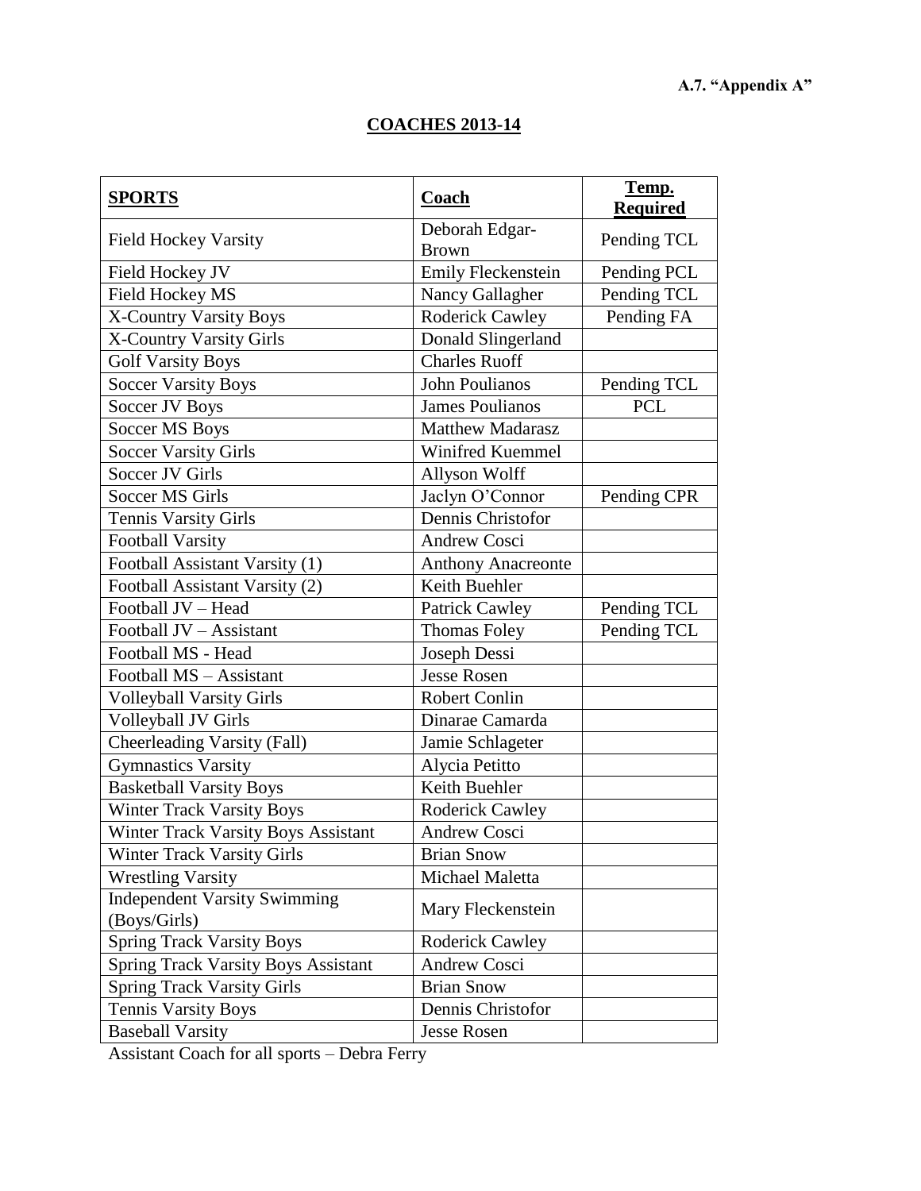**A.7. "Appendix A"**

## COACHES 2013-14

| SPORTS | Coach | Temp. Required |
| --- | --- | --- |
| Field Hockey Varsity | Deborah Edgar-Brown | Pending TCL |
| Field Hockey JV | Emily Fleckenstein | Pending PCL |
| Field Hockey MS | Nancy Gallagher | Pending TCL |
| X-Country Varsity Boys | Roderick Cawley | Pending FA |
| X-Country Varsity Girls | Donald Slingerland | |
| Golf Varsity Boys | Charles Ruoff | |
| Soccer Varsity Boys | John Poulianos | Pending TCL |
| Soccer JV Boys | James Poulianos | PCL |
| Soccer MS Boys | Matthew Madarasz | |
| Soccer Varsity Girls | Winifred Kuemmel | |
| Soccer JV Girls | Allyson Wolff | |
| Soccer MS Girls | Jaclyn O'Connor | Pending CPR |
| Tennis Varsity Girls | Dennis Christofor | |
| Football Varsity | Andrew Cosci | |
| Football Assistant Varsity (1) | Anthony Anacreonte | |
| Football Assistant Varsity (2) | Keith Buehler | |
| Football JV – Head | Patrick Cawley | Pending TCL |
| Football JV – Assistant | Thomas Foley | Pending TCL |
| Football MS - Head | Joseph Dessi | |
| Football MS – Assistant | Jesse Rosen | |
| Volleyball Varsity Girls | Robert Conlin | |
| Volleyball JV Girls | Dinarae Camarda | |
| Cheerleading Varsity (Fall) | Jamie Schlageter | |
| Gymnastics Varsity | Alycia Petitto | |
| Basketball Varsity Boys | Keith Buehler | |
| Winter Track Varsity Boys | Roderick Cawley | |
| Winter Track Varsity Boys Assistant | Andrew Cosci | |
| Winter Track Varsity Girls | Brian Snow | |
| Wrestling Varsity | Michael Maletta | |
| Independent Varsity Swimming (Boys/Girls) | Mary Fleckenstein | |
| Spring Track Varsity Boys | Roderick Cawley | |
| Spring Track Varsity Boys Assistant | Andrew Cosci | |
| Spring Track Varsity Girls | Brian Snow | |
| Tennis Varsity Boys | Dennis Christofor | |
| Baseball Varsity | Jesse Rosen | |

Assistant Coach for all sports – Debra Ferry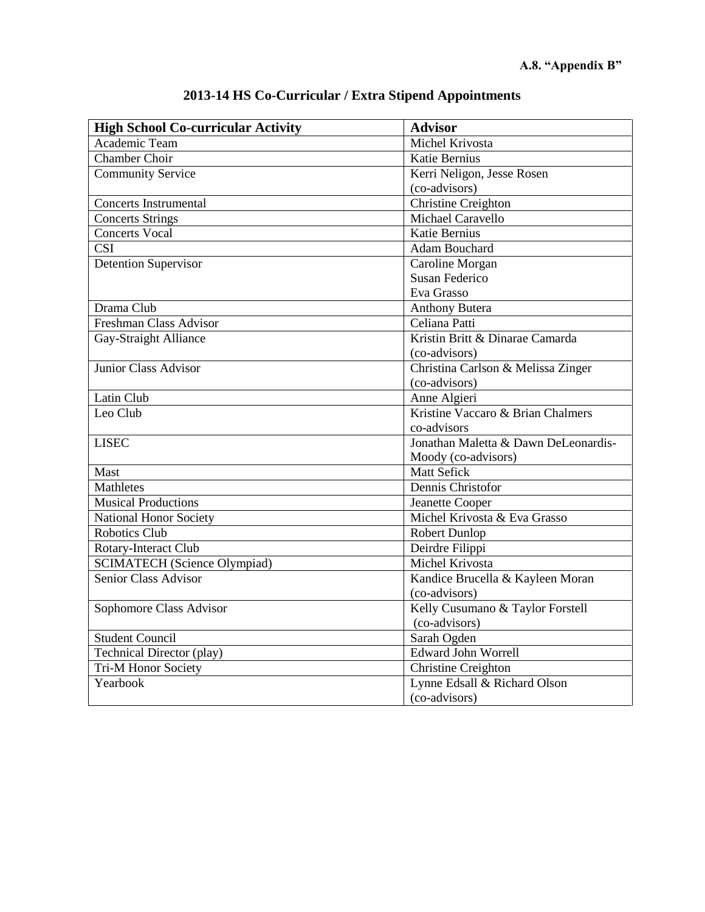**A.8. "Appendix B"**

## 2013-14 HS Co-Curricular / Extra Stipend Appointments

| High School Co-curricular Activity | Advisor |
|---|---|
| Academic Team | Michel Krivosta |
| Chamber Choir | Katie Bernius |
| Community Service | Kerri Neligon, Jesse Rosen (co-advisors) |
| Concerts Instrumental | Christine Creighton |
| Concerts Strings | Michael Caravello |
| Concerts Vocal | Katie Bernius |
| CSI | Adam Bouchard |
| Detention Supervisor | Caroline Morgan<br>Susan Federico<br>Eva Grasso |
| Drama Club | Anthony Butera |
| Freshman Class Advisor | Celiana Patti |
| Gay-Straight Alliance | Kristin Britt & Dinarae Camarda (co-advisors) |
| Junior Class Advisor | Christina Carlson & Melissa Zinger (co-advisors) |
| Latin Club | Anne Algieri |
| Leo Club | Kristine Vaccaro & Brian Chalmers co-advisors |
| LISEC | Jonathan Maletta & Dawn DeLeonardis-Moody (co-advisors) |
| Mast | Matt Sefick |
| Mathletes | Dennis Christofor |
| Musical Productions | Jeanette Cooper |
| National Honor Society | Michel Krivosta & Eva Grasso |
| Robotics Club | Robert Dunlop |
| Rotary-Interact Club | Deirdre Filippi |
| SCIMATECH (Science Olympiad) | Michel Krivosta |
| Senior Class Advisor | Kandice Brucella & Kayleen Moran (co-advisors) |
| Sophomore Class Advisor | Kelly Cusumano & Taylor Forstell (co-advisors) |
| Student Council | Sarah Ogden |
| Technical Director (play) | Edward John Worrell |
| Tri-M Honor Society | Christine Creighton |
| Yearbook | Lynne Edsall & Richard Olson (co-advisors) |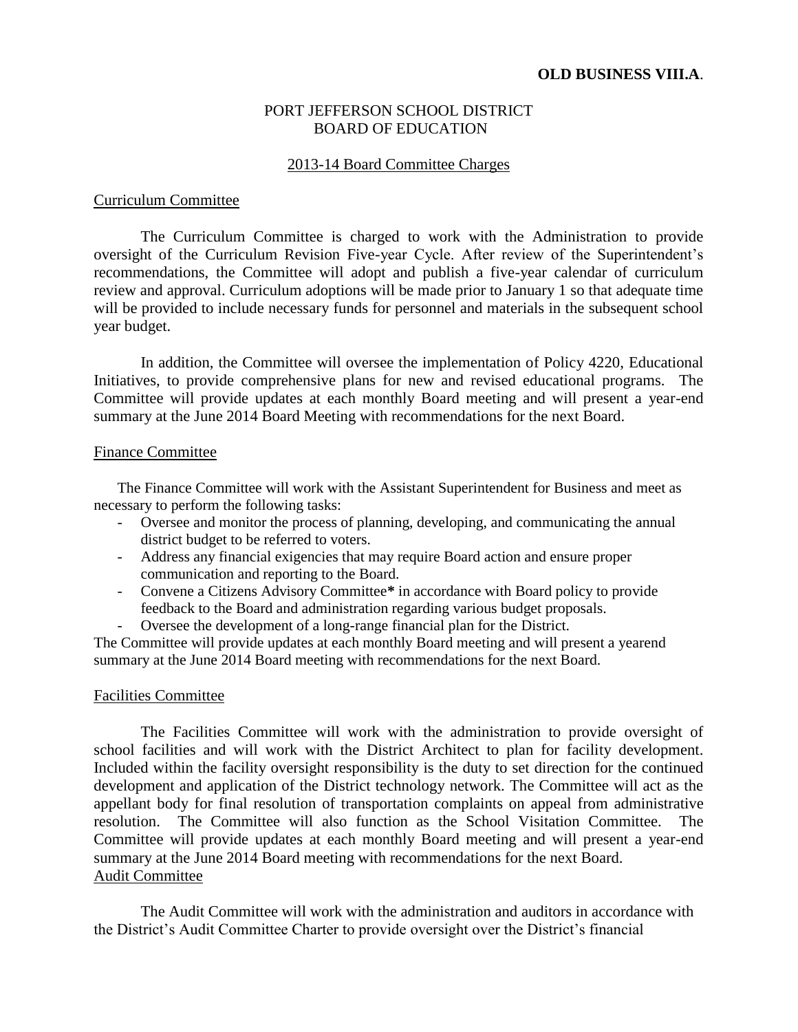**OLD BUSINESS VIII.A**.

PORT JEFFERSON SCHOOL DISTRICT
BOARD OF EDUCATION

2013-14 Board Committee Charges

Curriculum Committee

The Curriculum Committee is charged to work with the Administration to provide oversight of the Curriculum Revision Five-year Cycle. After review of the Superintendent's recommendations, the Committee will adopt and publish a five-year calendar of curriculum review and approval. Curriculum adoptions will be made prior to January 1 so that adequate time will be provided to include necessary funds for personnel and materials in the subsequent school year budget.

In addition, the Committee will oversee the implementation of Policy 4220, Educational Initiatives, to provide comprehensive plans for new and revised educational programs. The Committee will provide updates at each monthly Board meeting and will present a year-end summary at the June 2014 Board Meeting with recommendations for the next Board.

Finance Committee

The Finance Committee will work with the Assistant Superintendent for Business and meet as necessary to perform the following tasks:

- Oversee and monitor the process of planning, developing, and communicating the annual district budget to be referred to voters.
- Address any financial exigencies that may require Board action and ensure proper communication and reporting to the Board.
- Convene a Citizens Advisory Committee**\*** in accordance with Board policy to provide feedback to the Board and administration regarding various budget proposals.
- Oversee the development of a long-range financial plan for the District.

The Committee will provide updates at each monthly Board meeting and will present a yearend summary at the June 2014 Board meeting with recommendations for the next Board.

Facilities Committee

The Facilities Committee will work with the administration to provide oversight of school facilities and will work with the District Architect to plan for facility development. Included within the facility oversight responsibility is the duty to set direction for the continued development and application of the District technology network. The Committee will act as the appellant body for final resolution of transportation complaints on appeal from administrative resolution. The Committee will also function as the School Visitation Committee. The Committee will provide updates at each monthly Board meeting and will present a year-end summary at the June 2014 Board meeting with recommendations for the next Board.

Audit Committee

The Audit Committee will work with the administration and auditors in accordance with the District's Audit Committee Charter to provide oversight over the District's financial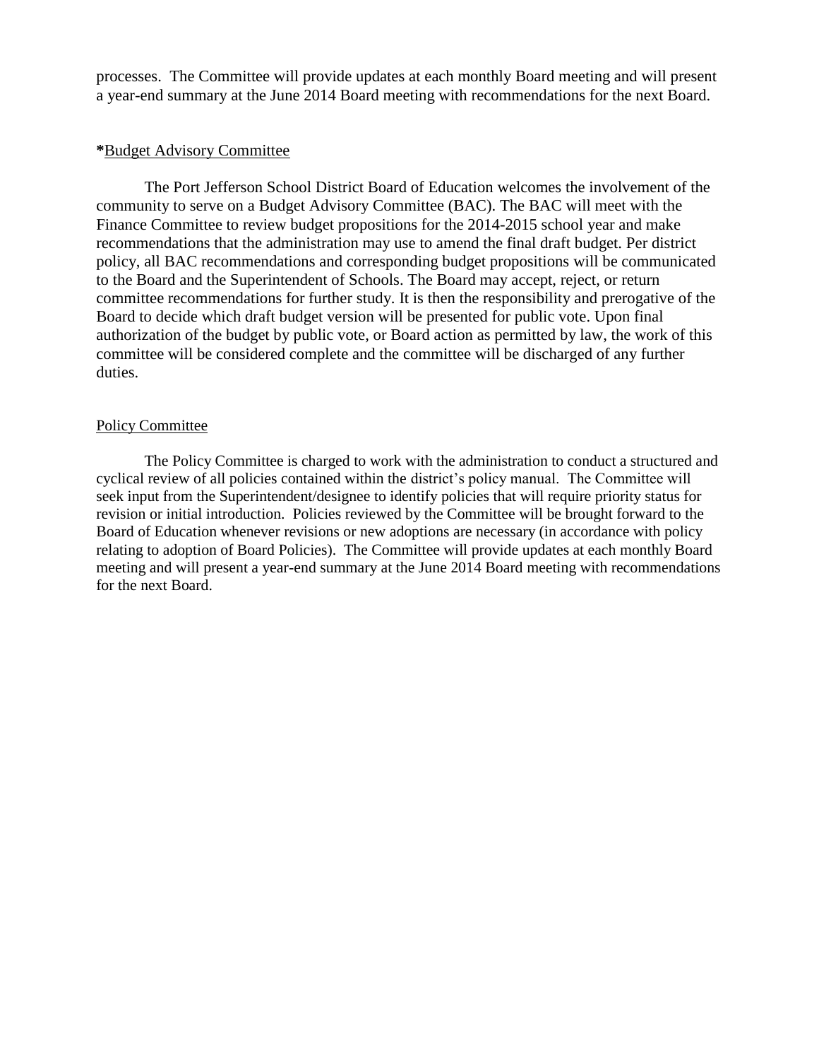processes. The Committee will provide updates at each monthly Board meeting and will present a year-end summary at the June 2014 Board meeting with recommendations for the next Board.

**\***<u>Budget Advisory Committee</u>

The Port Jefferson School District Board of Education welcomes the involvement of the community to serve on a Budget Advisory Committee (BAC). The BAC will meet with the Finance Committee to review budget propositions for the 2014-2015 school year and make recommendations that the administration may use to amend the final draft budget. Per district policy, all BAC recommendations and corresponding budget propositions will be communicated to the Board and the Superintendent of Schools. The Board may accept, reject, or return committee recommendations for further study. It is then the responsibility and prerogative of the Board to decide which draft budget version will be presented for public vote. Upon final authorization of the budget by public vote, or Board action as permitted by law, the work of this committee will be considered complete and the committee will be discharged of any further duties.

<u>Policy Committee</u>

The Policy Committee is charged to work with the administration to conduct a structured and cyclical review of all policies contained within the district's policy manual. The Committee will seek input from the Superintendent/designee to identify policies that will require priority status for revision or initial introduction. Policies reviewed by the Committee will be brought forward to the Board of Education whenever revisions or new adoptions are necessary (in accordance with policy relating to adoption of Board Policies). The Committee will provide updates at each monthly Board meeting and will present a year-end summary at the June 2014 Board meeting with recommendations for the next Board.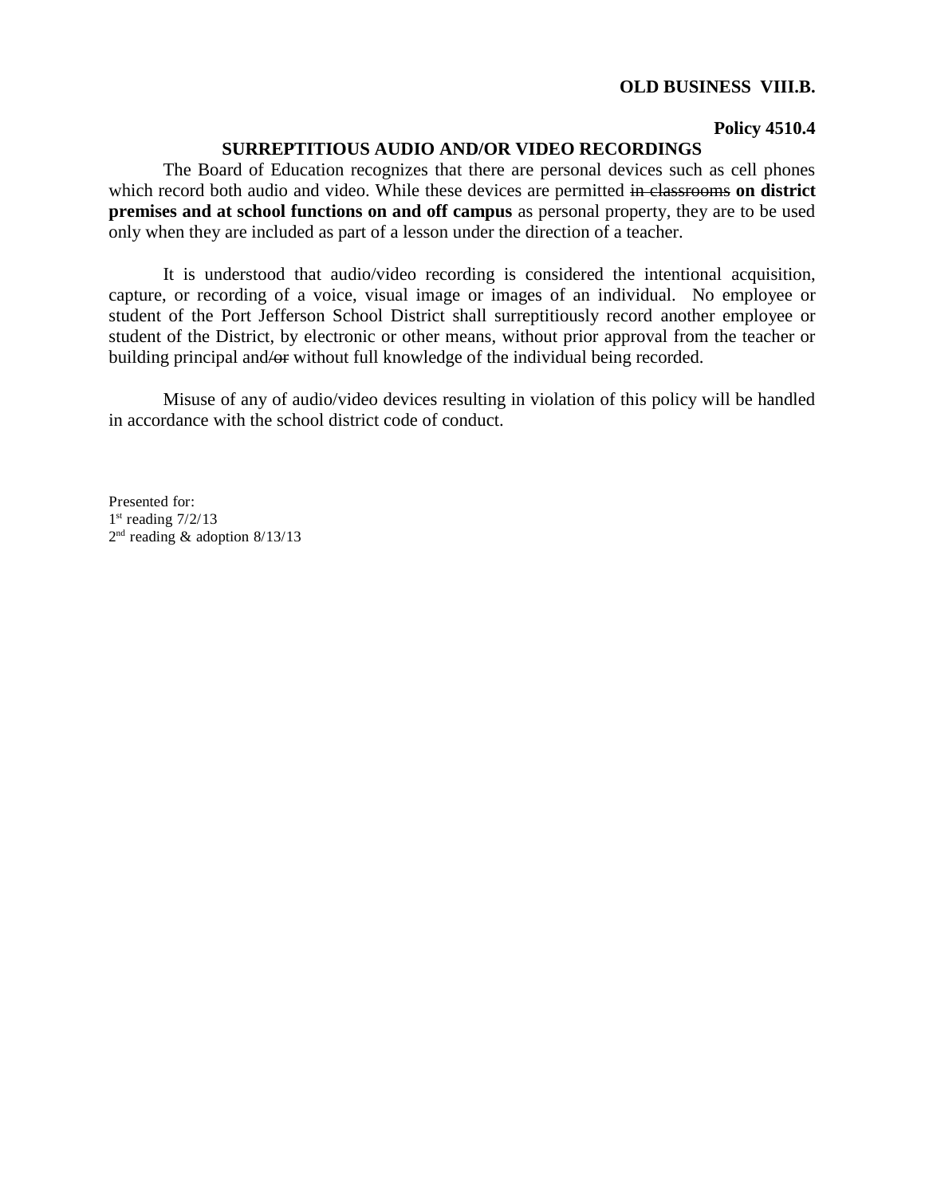**OLD BUSINESS VIII.B.**

**Policy 4510.4**

## SURREPTITIOUS AUDIO AND/OR VIDEO RECORDINGS

The Board of Education recognizes that there are personal devices such as cell phones which record both audio and video. While these devices are permitted ~~in classrooms~~ **on district premises and at school functions on and off campus** as personal property, they are to be used only when they are included as part of a lesson under the direction of a teacher.

It is understood that audio/video recording is considered the intentional acquisition, capture, or recording of a voice, visual image or images of an individual. No employee or student of the Port Jefferson School District shall surreptitiously record another employee or student of the District, by electronic or other means, without prior approval from the teacher or building principal and~~/or~~ without full knowledge of the individual being recorded.

Misuse of any of audio/video devices resulting in violation of this policy will be handled in accordance with the school district code of conduct.

Presented for:
1st reading 7/2/13
2nd reading & adoption 8/13/13